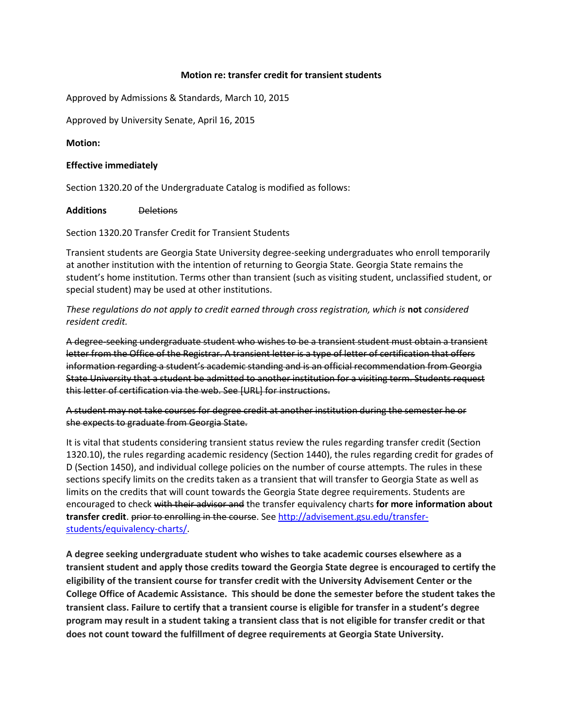**Motion re: transfer credit for transient students**

Approved by Admissions & Standards, March 10, 2015

Approved by University Senate, April 16, 2015

**Motion:**

**Effective immediately**

Section 1320.20 of the Undergraduate Catalog is modified as follows:

**Additions** ~~Deletions~~

Section 1320.20 Transfer Credit for Transient Students

Transient students are Georgia State University degree-seeking undergraduates who enroll temporarily at another institution with the intention of returning to Georgia State. Georgia State remains the student's home institution. Terms other than transient (such as visiting student, unclassified student, or special student) may be used at other institutions.

*These regulations do not apply to credit earned through cross registration, which is* ***not*** *considered resident credit.*

~~A degree-seeking undergraduate student who wishes to be a transient student must obtain a transient letter from the Office of the Registrar. A transient letter is a type of letter of certification that offers information regarding a student's academic standing and is an official recommendation from Georgia State University that a student be admitted to another institution for a visiting term. Students request this letter of certification via the web. See [URL] for instructions.~~

~~A student may not take courses for degree credit at another institution during the semester he or she expects to graduate from Georgia State.~~

It is vital that students considering transient status review the rules regarding transfer credit (Section 1320.10), the rules regarding academic residency (Section 1440), the rules regarding credit for grades of D (Section 1450), and individual college policies on the number of course attempts. The rules in these sections specify limits on the credits taken as a transient that will transfer to Georgia State as well as limits on the credits that will count towards the Georgia State degree requirements. Students are encouraged to check ~~with their advisor and~~ the transfer equivalency charts **for more information about transfer credit**. ~~prior to enrolling in the course~~. See http://advisement.gsu.edu/transfer-students/equivalency-charts/.

**A degree seeking undergraduate student who wishes to take academic courses elsewhere as a transient student and apply those credits toward the Georgia State degree is encouraged to certify the eligibility of the transient course for transfer credit with the University Advisement Center or the College Office of Academic Assistance. This should be done the semester before the student takes the transient class. Failure to certify that a transient course is eligible for transfer in a student's degree program may result in a student taking a transient class that is not eligible for transfer credit or that does not count toward the fulfillment of degree requirements at Georgia State University.**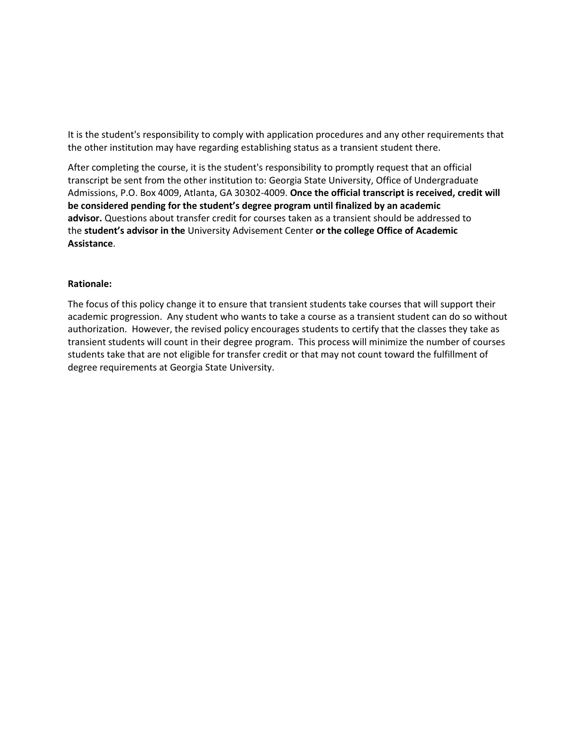It is the student's responsibility to comply with application procedures and any other requirements that the other institution may have regarding establishing status as a transient student there.

After completing the course, it is the student's responsibility to promptly request that an official transcript be sent from the other institution to: Georgia State University, Office of Undergraduate Admissions, P.O. Box 4009, Atlanta, GA 30302-4009. **Once the official transcript is received, credit will be considered pending for the student's degree program until finalized by an academic advisor.** Questions about transfer credit for courses taken as a transient should be addressed to the **student's advisor in the** University Advisement Center **or the college Office of Academic Assistance**.

**Rationale:**

The focus of this policy change it to ensure that transient students take courses that will support their academic progression. Any student who wants to take a course as a transient student can do so without authorization. However, the revised policy encourages students to certify that the classes they take as transient students will count in their degree program. This process will minimize the number of courses students take that are not eligible for transfer credit or that may not count toward the fulfillment of degree requirements at Georgia State University.